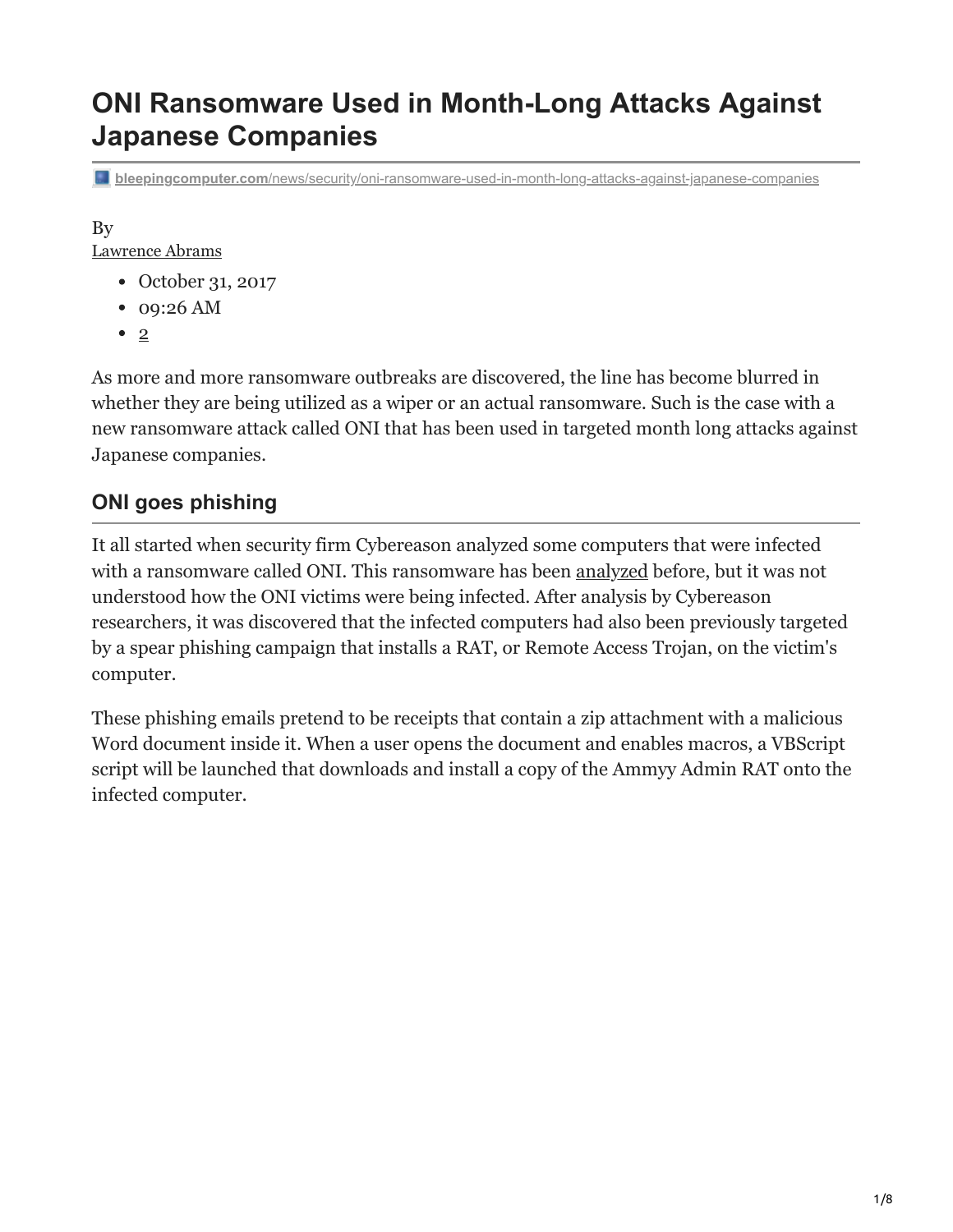# ONI Ransomware Used in Month-Long Attacks Against Japanese Companies

bleepingcomputer.com/news/security/oni-ransomware-used-in-month-long-attacks-against-japanese-companies

By
Lawrence Abrams

- October 31, 2017
- 09:26 AM
- 2

As more and more ransomware outbreaks are discovered, the line has become blurred in whether they are being utilized as a wiper or an actual ransomware. Such is the case with a new ransomware attack called ONI that has been used in targeted month long attacks against Japanese companies.

## ONI goes phishing

It all started when security firm Cybereason analyzed some computers that were infected with a ransomware called ONI. This ransomware has been analyzed before, but it was not understood how the ONI victims were being infected. After analysis by Cybereason researchers, it was discovered that the infected computers had also been previously targeted by a spear phishing campaign that installs a RAT, or Remote Access Trojan, on the victim's computer.

These phishing emails pretend to be receipts that contain a zip attachment with a malicious Word document inside it. When a user opens the document and enables macros, a VBScript script will be launched that downloads and install a copy of the Ammyy Admin RAT onto the infected computer.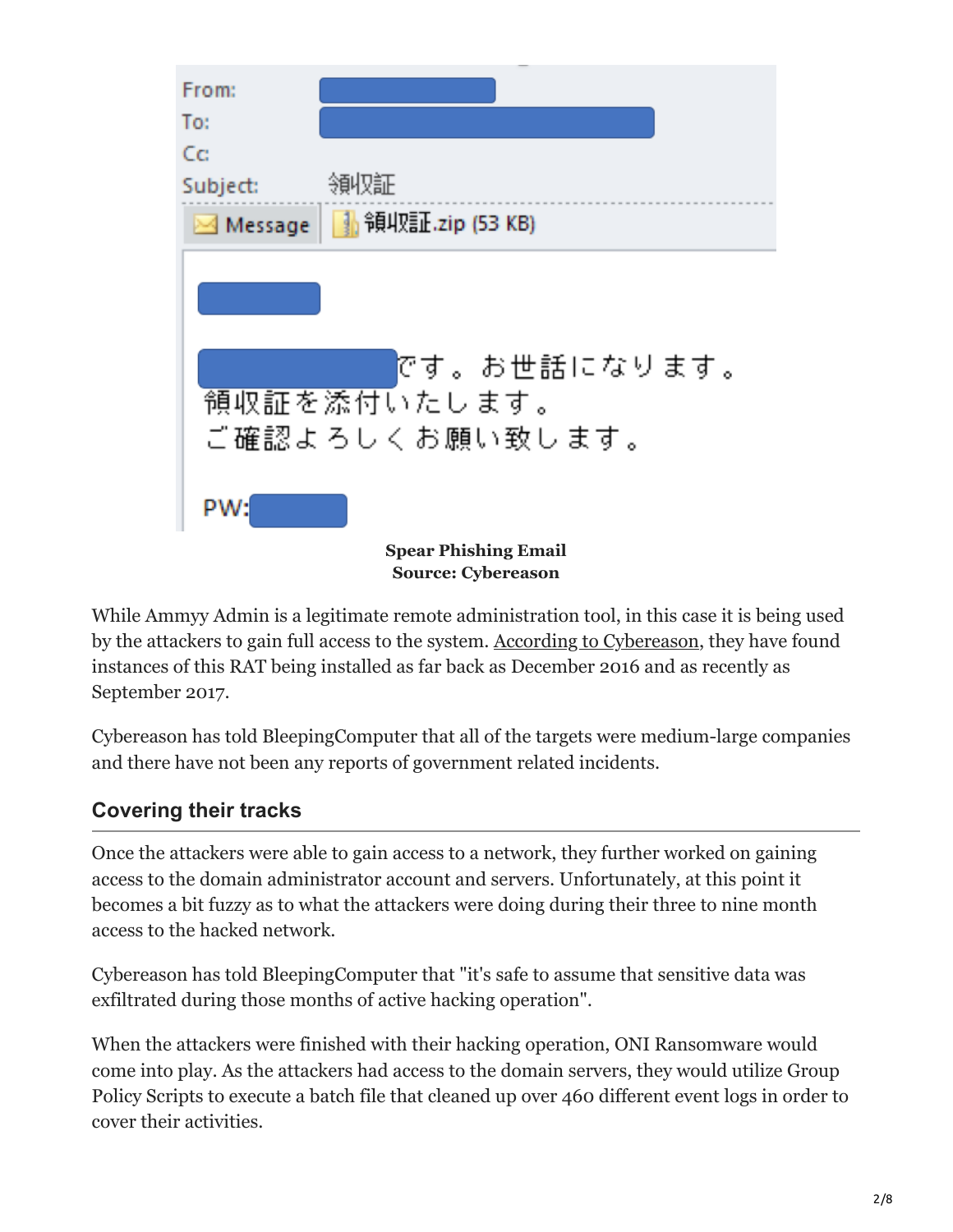From:
To:
Cc:
Subject: 領収証

Message | 領収証.zip (53 KB)

です。お世話になります。
領収証を添付いたします。
ご確認よろしくお願い致します。

PW:

**Spear Phishing Email**
**Source: Cybereason**

While Ammyy Admin is a legitimate remote administration tool, in this case it is being used by the attackers to gain full access to the system. According to Cybereason, they have found instances of this RAT being installed as far back as December 2016 and as recently as September 2017.

Cybereason has told BleepingComputer that all of the targets were medium-large companies and there have not been any reports of government related incidents.

## Covering their tracks

Once the attackers were able to gain access to a network, they further worked on gaining access to the domain administrator account and servers. Unfortunately, at this point it becomes a bit fuzzy as to what the attackers were doing during their three to nine month access to the hacked network.

Cybereason has told BleepingComputer that "it's safe to assume that sensitive data was exfiltrated during those months of active hacking operation".

When the attackers were finished with their hacking operation, ONI Ransomware would come into play. As the attackers had access to the domain servers, they would utilize Group Policy Scripts to execute a batch file that cleaned up over 460 different event logs in order to cover their activities.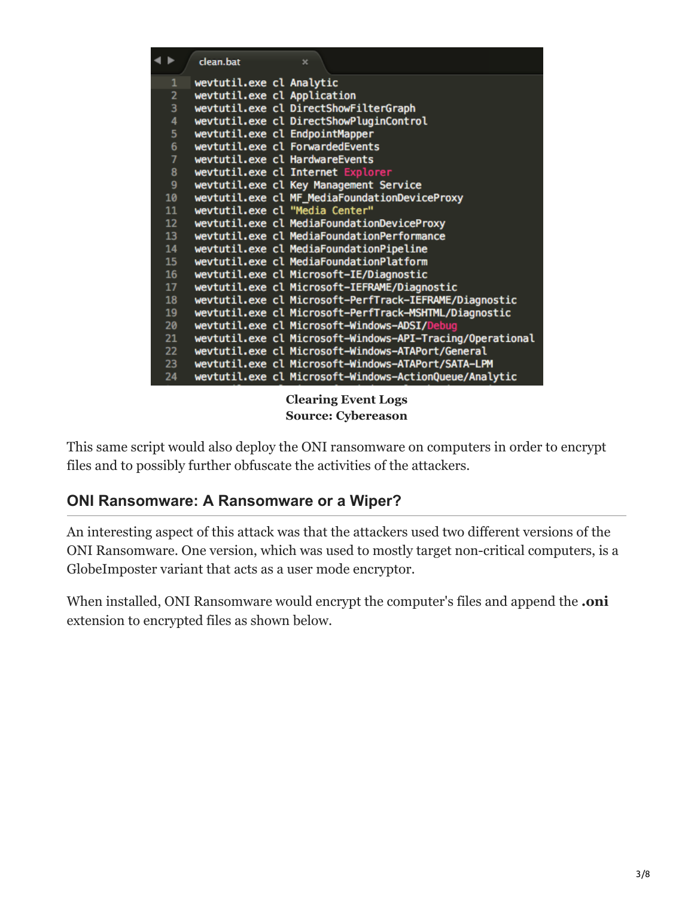```
clean.bat
1  wevtutil.exe cl Analytic
2  wevtutil.exe cl Application
3  wevtutil.exe cl DirectShowFilterGraph
4  wevtutil.exe cl DirectShowPluginControl
5  wevtutil.exe cl EndpointMapper
6  wevtutil.exe cl ForwardedEvents
7  wevtutil.exe cl HardwareEvents
8  wevtutil.exe cl Internet Explorer
9  wevtutil.exe cl Key Management Service
10 wevtutil.exe cl MF_MediaFoundationDeviceProxy
11 wevtutil.exe cl "Media Center"
12 wevtutil.exe cl MediaFoundationDeviceProxy
13 wevtutil.exe cl MediaFoundationPerformance
14 wevtutil.exe cl MediaFoundationPipeline
15 wevtutil.exe cl MediaFoundationPlatform
16 wevtutil.exe cl Microsoft-IE/Diagnostic
17 wevtutil.exe cl Microsoft-IEFRAME/Diagnostic
18 wevtutil.exe cl Microsoft-PerfTrack-IEFRAME/Diagnostic
19 wevtutil.exe cl Microsoft-PerfTrack-MSHTML/Diagnostic
20 wevtutil.exe cl Microsoft-Windows-ADSI/Debug
21 wevtutil.exe cl Microsoft-Windows-API-Tracing/Operational
22 wevtutil.exe cl Microsoft-Windows-ATAPort/General
23 wevtutil.exe cl Microsoft-Windows-ATAPort/SATA-LPM
24 wevtutil.exe cl Microsoft-Windows-ActionQueue/Analytic
```

**Clearing Event Logs**
**Source: Cybereason**

This same script would also deploy the ONI ransomware on computers in order to encrypt files and to possibly further obfuscate the activities of the attackers.

## ONI Ransomware: A Ransomware or a Wiper?

An interesting aspect of this attack was that the attackers used two different versions of the ONI Ransomware. One version, which was used to mostly target non-critical computers, is a GlobeImposter variant that acts as a user mode encryptor.

When installed, ONI Ransomware would encrypt the computer's files and append the **.oni** extension to encrypted files as shown below.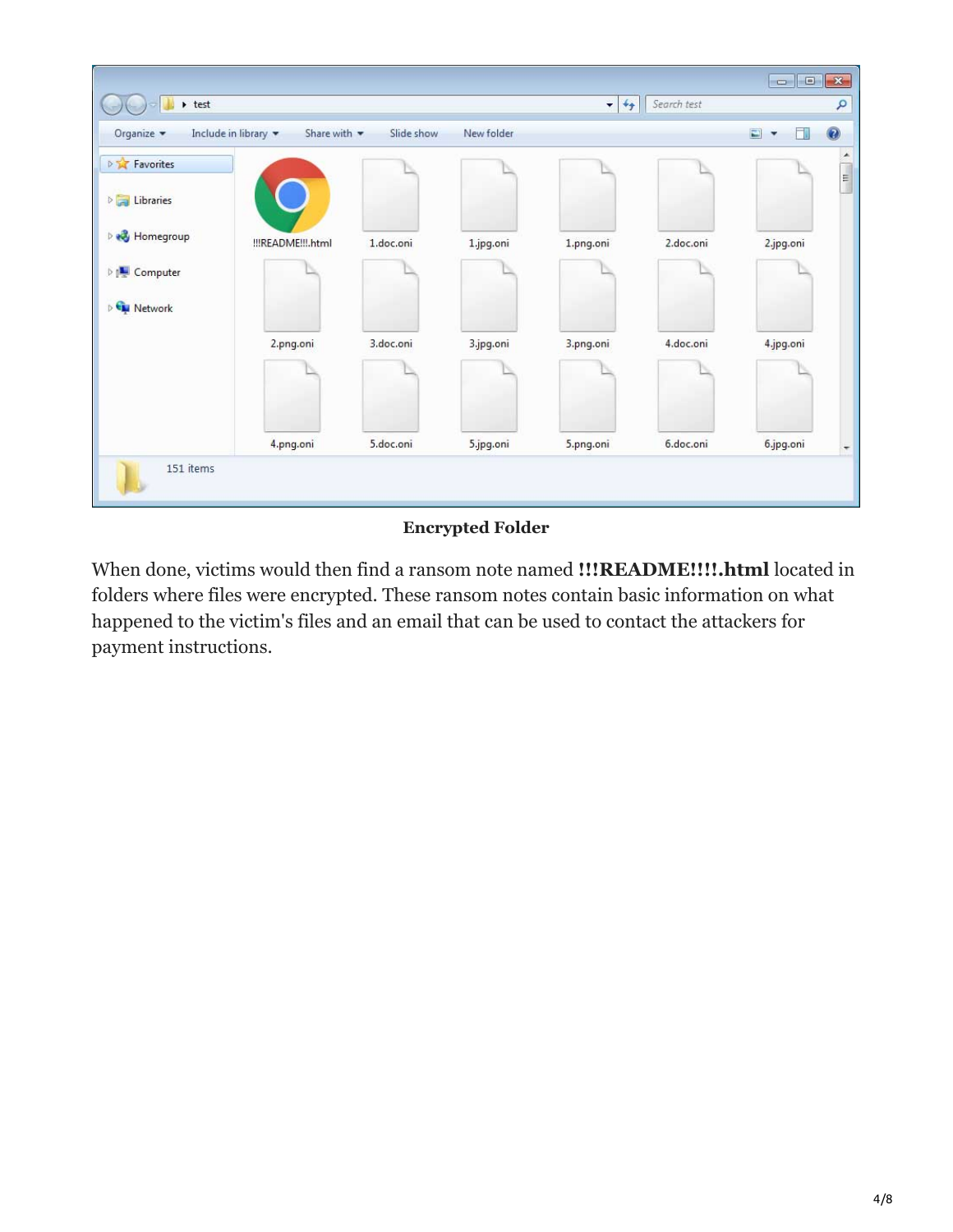**Encrypted Folder**

When done, victims would then find a ransom note named **!!!README!!!!.html** located in folders where files were encrypted. These ransom notes contain basic information on what happened to the victim's files and an email that can be used to contact the attackers for payment instructions.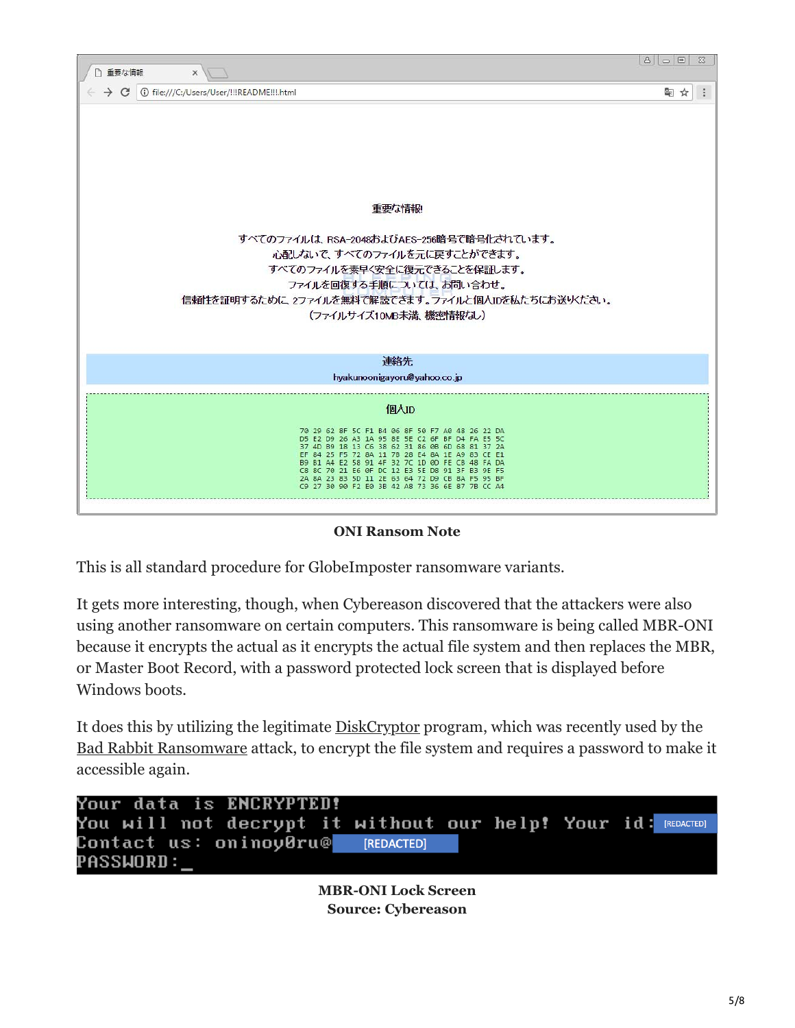重要な情報

file:///C:/Users/User/!!!README!!!.html

重要な情報!

すべてのファイルは、RSA-2048およびAES-256暗号で暗号化されています。
心配しないで、すべてのファイルを元に戻すことができます。
すべてのファイルを素早く安全に復元できることを保証します。
ファイルを回復する手順については、お問い合わせ。
信頼性を証明するために、2ファイルを無料で解読できます。ファイルと個人IDを私たちにお送りください。
(ファイルサイズ10MB未満、機密情報なし)

連絡先
hyakunoonigayoru@yahoo.co.jp

個人ID

```
70 29 62 8F 5C F1 B4 06 8F 50 F7 A0 48 26 22 DA
D5 E2 D9 26 A3 1A 95 8E 5E C2 6F BF D4 FA E5 5C
37 4D B9 18 13 C6 38 62 31 86 0B 6D 68 81 37 2A
EF 84 25 F5 72 8A 11 7B 28 E4 8A 1E A9 83 CE E1
B9 B1 A4 E2 58 91 4F 32 7C 1D 0D FE CB 48 FA DA
C8 8C 70 21 E6 0F DC 12 E3 5E D8 91 3F B3 9E F5
2A 8A 23 83 5D 11 2E 63 64 72 D9 CB 8A F5 95 BF
C9 27 30 90 F2 E0 3B 42 A8 73 36 6E 87 7B CC A4
```

**ONI Ransom Note**

This is all standard procedure for GlobeImposter ransomware variants.

It gets more interesting, though, when Cybereason discovered that the attackers were also using another ransomware on certain computers. This ransomware is being called MBR-ONI because it encrypts the actual as it encrypts the actual file system and then replaces the MBR, or Master Boot Record, with a password protected lock screen that is displayed before Windows boots.

It does this by utilizing the legitimate DiskCryptor program, which was recently used by the Bad Rabbit Ransomware attack, to encrypt the file system and requires a password to make it accessible again.

```
Your data is ENCRYPTED!
You will not decrypt it without our help! Your id: [REDACTED]
Contact us: oninoy0ru@ [REDACTED]
PASSWORD:_
```

**MBR-ONI Lock Screen**
**Source: Cybereason**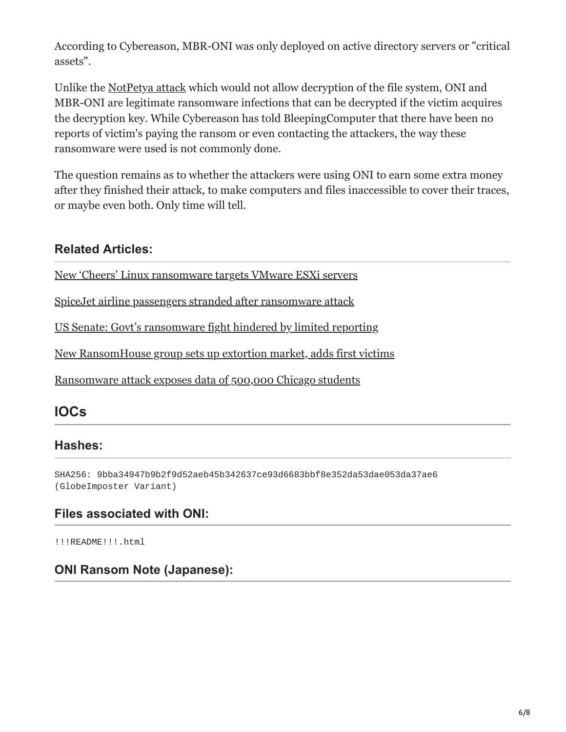According to Cybereason, MBR-ONI was only deployed on active directory servers or "critical assets".

Unlike the NotPetya attack which would not allow decryption of the file system, ONI and MBR-ONI are legitimate ransomware infections that can be decrypted if the victim acquires the decryption key. While Cybereason has told BleepingComputer that there have been no reports of victim's paying the ransom or even contacting the attackers, the way these ransomware were used is not commonly done.

The question remains as to whether the attackers were using ONI to earn some extra money after they finished their attack, to make computers and files inaccessible to cover their traces, or maybe even both. Only time will tell.

### Related Articles:

New 'Cheers' Linux ransomware targets VMware ESXi servers

SpiceJet airline passengers stranded after ransomware attack

US Senate: Govt's ransomware fight hindered by limited reporting

New RansomHouse group sets up extortion market, adds first victims

Ransomware attack exposes data of 500,000 Chicago students

## IOCs

### Hashes:

```
SHA256: 9bba34947b9b2f9d52aeb45b342637ce93d6683bbf8e352da53dae053da37ae6
(GlobeImposter Variant)
```

### Files associated with ONI:

```
!!!README!!!.html
```

### ONI Ransom Note (Japanese):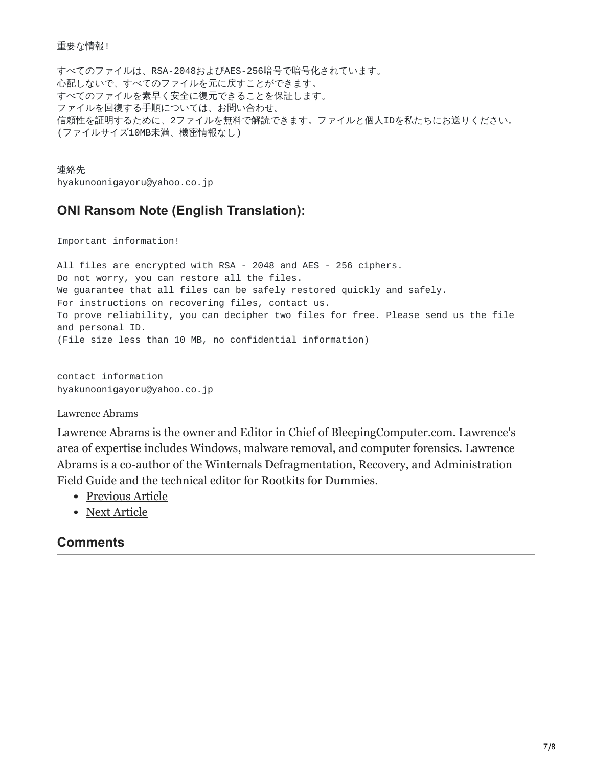```
重要な情報！

すべてのファイルは、RSA-2048およびAES-256暗号で暗号化されています。
心配しないで、すべてのファイルを元に戻すことができます。
すべてのファイルを素早く安全に復元できることを保証します。
ファイルを回復する手順については、お問い合わせ。
信頼性を証明するために、2ファイルを無料で解読できます。ファイルと個人IDを私たちにお送りください。
(ファイルサイズ10MB未満、機密情報なし)


連絡先
hyakunoonigayoru@yahoo.co.jp
```

## ONI Ransom Note (English Translation):

```
Important information!

All files are encrypted with RSA - 2048 and AES - 256 ciphers.
Do not worry, you can restore all the files.
We guarantee that all files can be safely restored quickly and safely.
For instructions on recovering files, contact us.
To prove reliability, you can decipher two files for free. Please send us the file
and personal ID.
(File size less than 10 MB, no confidential information)


contact information
hyakunoonigayoru@yahoo.co.jp
```

Lawrence Abrams

Lawrence Abrams is the owner and Editor in Chief of BleepingComputer.com. Lawrence's area of expertise includes Windows, malware removal, and computer forensics. Lawrence Abrams is a co-author of the Winternals Defragmentation, Recovery, and Administration Field Guide and the technical editor for Rootkits for Dummies.

- Previous Article
- Next Article

## Comments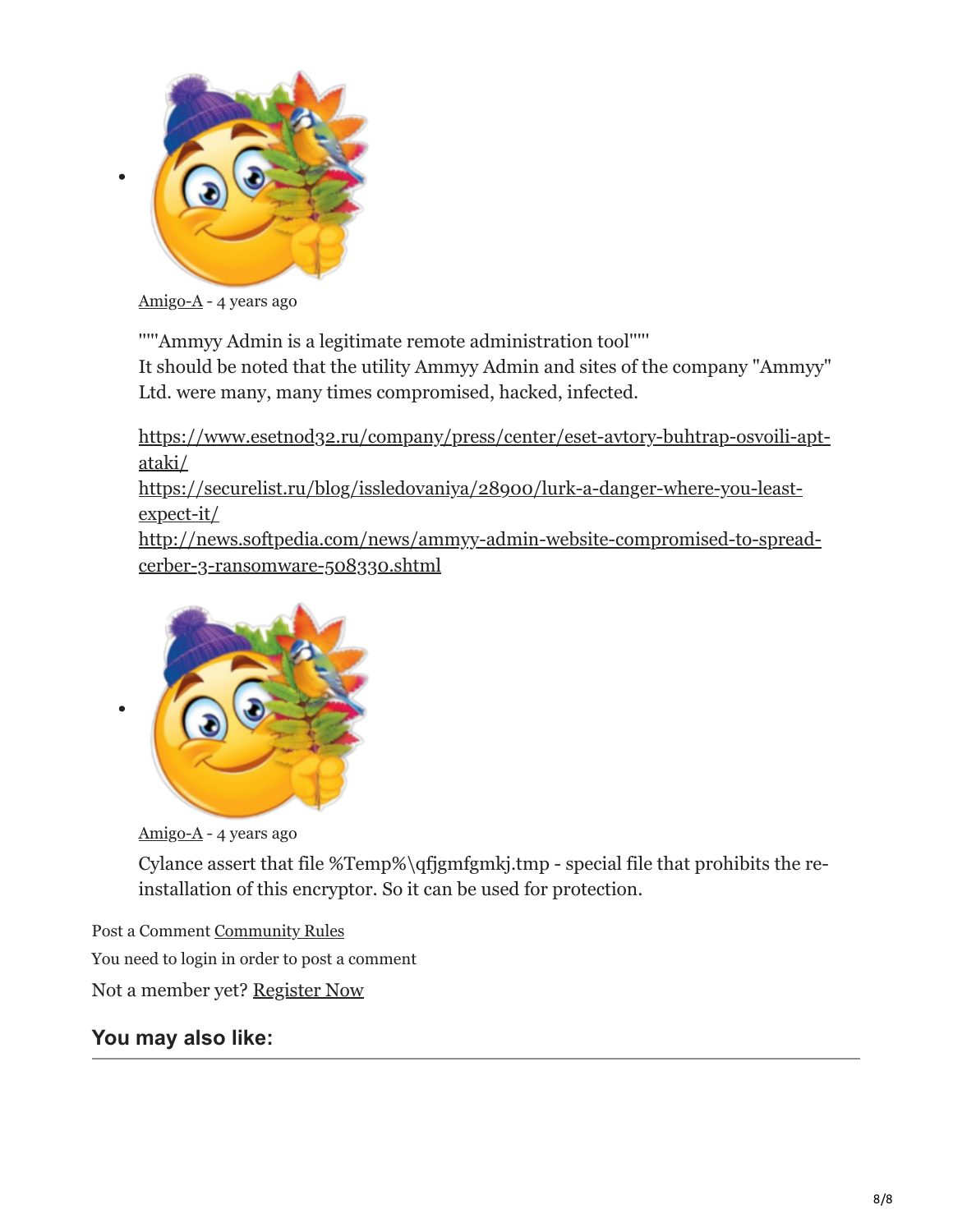- Amigo-A - 4 years ago

  """Ammyy Admin is a legitimate remote administration tool"""
  It should be noted that the utility Ammyy Admin and sites of the company "Ammyy" Ltd. were many, many times compromised, hacked, infected.

  https://www.esetnod32.ru/company/press/center/eset-avtory-buhtrap-osvoili-apt-ataki/
  https://securelist.ru/blog/issledovaniya/28900/lurk-a-danger-where-you-least-expect-it/
  http://news.softpedia.com/news/ammyy-admin-website-compromised-to-spread-cerber-3-ransomware-508330.shtml

- Amigo-A - 4 years ago

  Cylance assert that file %Temp%\qfjgmfgmkj.tmp - special file that prohibits the re-installation of this encryptor. So it can be used for protection.

Post a Comment Community Rules

You need to login in order to post a comment

Not a member yet? Register Now

### You may also like: